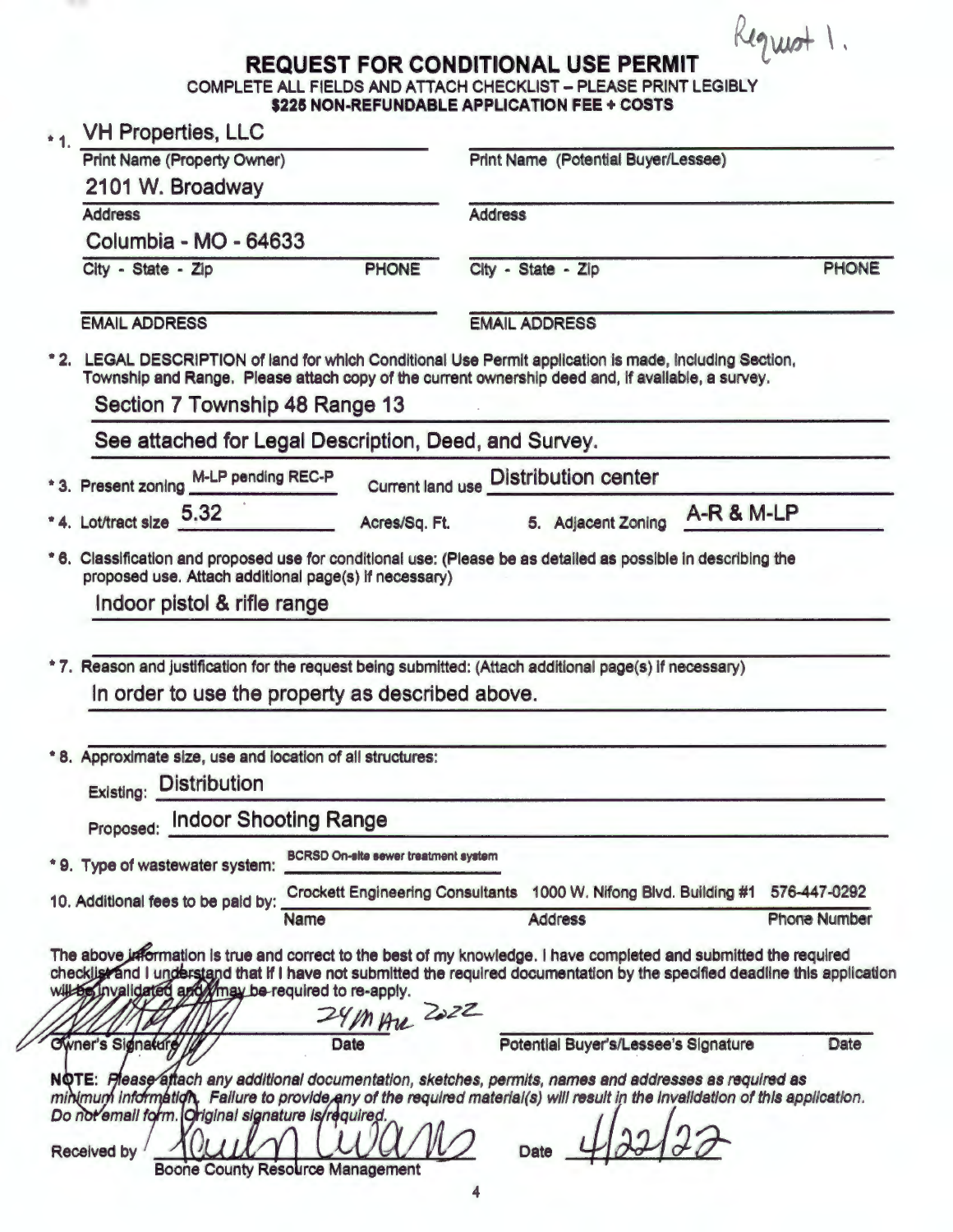Request 1.

# REQUEST FOR CONDITIONAL USE PERMIT

COMPLETE ALL FIELDS AND ATTACH CHECKLIST – PLEASE PRINT LEGIBLY

**$225 NON-REFUNDABLE APPLICATION FEE + COSTS**

*1. VH Properties, LLC

Print Name (Property Owner) — Print Name (Potential Buyer/Lessee)

2101 W. Broadway

Address — Address

Columbia - MO - 64633

City - State - Zip — PHONE — City - State - Zip — PHONE

EMAIL ADDRESS — EMAIL ADDRESS

*2. LEGAL DESCRIPTION of land for which Conditional Use Permit application is made, including Section, Township and Range. Please attach copy of the current ownership deed and, if available, a survey.

Section 7 Township 48 Range 13

See attached for Legal Description, Deed, and Survey.

*3. Present zoning M-LP pending REC-P — Current land use Distribution center

*4. Lot/tract size 5.32 Acres/Sq. Ft. — 5. Adjacent Zoning A-R & M-LP

*6. Classification and proposed use for conditional use: (Please be as detailed as possible in describing the proposed use. Attach additional page(s) if necessary)

Indoor pistol & rifle range

*7. Reason and justification for the request being submitted: (Attach additional page(s) if necessary)

In order to use the property as described above.

*8. Approximate size, use and location of all structures:

Existing: Distribution

Proposed: Indoor Shooting Range

*9. Type of wastewater system: BCRSD On-site sewer treatment system

10. Additional fees to be paid by: Crockett Engineering Consultants — 1000 W. Nifong Blvd. Building #1 — 576-447-0292

Name — Address — Phone Number

The above information is true and correct to the best of my knowledge. I have completed and submitted the required checklist and I understand that if I have not submitted the required documentation by the specified deadline this application will be invalidated and I may be required to re-apply.

[Signature] — 24 Mar 2022

Owner's Signature — Date — Potential Buyer's/Lessee's Signature — Date

NOTE: *Please attach any additional documentation, sketches, permits, names and addresses as required as minimum information. Failure to provide any of the required material(s) will result in the invalidation of this application. Do not email form. Original signature is required.*

Received by [Signature] — Date 4/22/22

Boone County Resource Management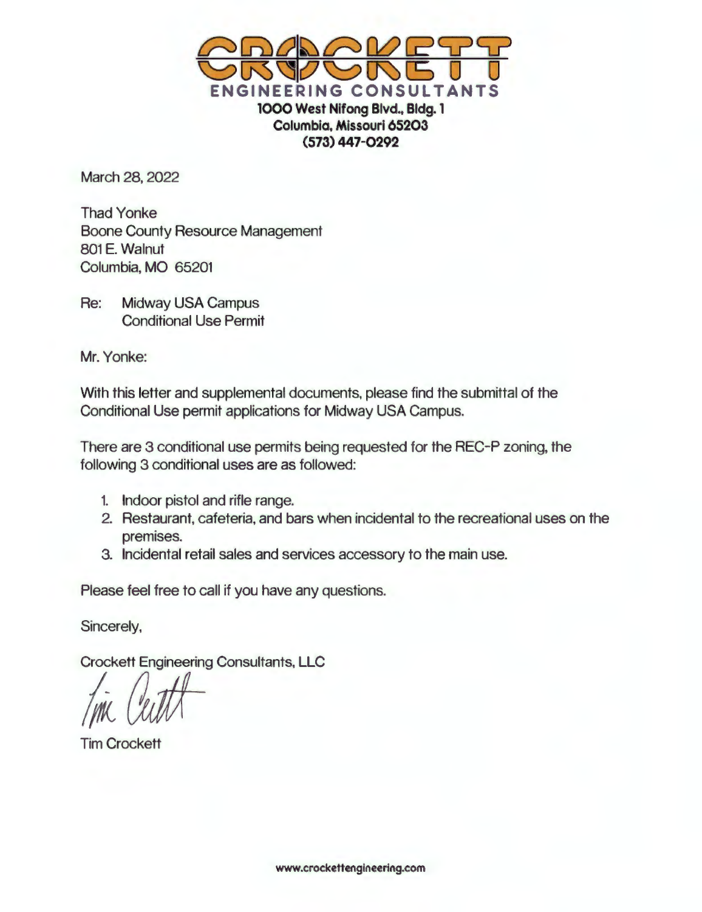**CROCKETT**

**ENGINEERING CONSULTANTS**

**1000 West Nifong Blvd., Bldg. 1**
**Columbia, Missouri 65203**
**(573) 447-0292**

March 28, 2022

Thad Yonke
Boone County Resource Management
801 E. Walnut
Columbia, MO 65201

Re: Midway USA Campus
Conditional Use Permit

Mr. Yonke:

With this letter and supplemental documents, please find the submittal of the Conditional Use permit applications for Midway USA Campus.

There are 3 conditional use permits being requested for the REC-P zoning, the following 3 conditional uses are as followed:

1. Indoor pistol and rifle range.
2. Restaurant, cafeteria, and bars when incidental to the recreational uses on the premises.
3. Incidental retail sales and services accessory to the main use.

Please feel free to call if you have any questions.

Sincerely,

Crockett Engineering Consultants, LLC

Tim Crockett

www.crockettengineering.com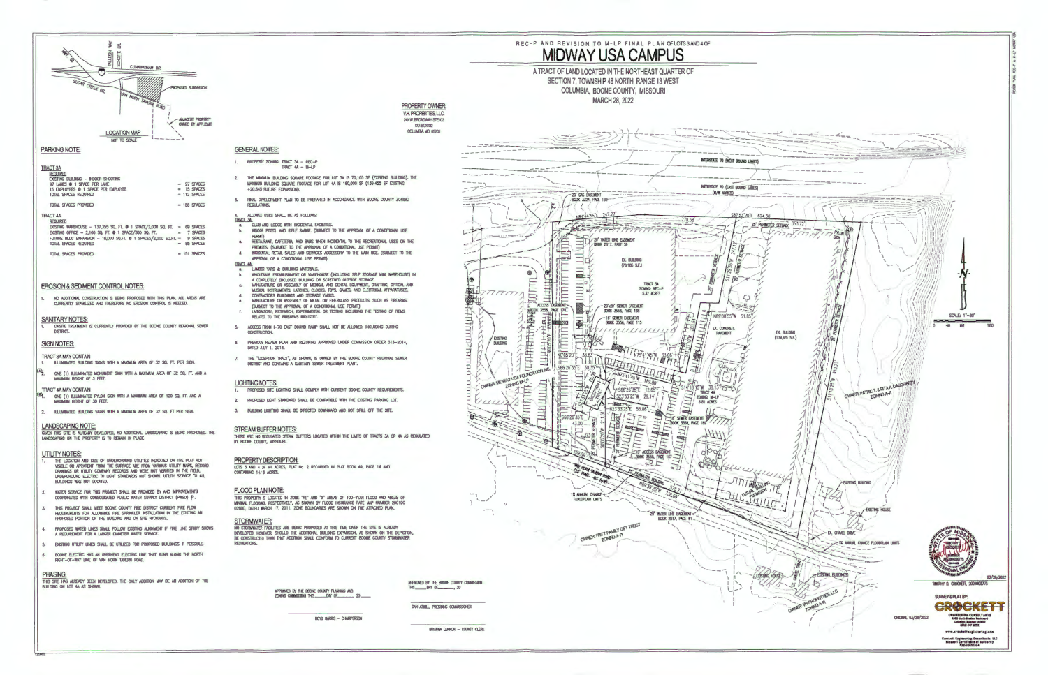# REC-P AND REVISION TO M-LP FINAL PLAN OF LOTS 3 AND 4 OF
# MIDWAY USA CAMPUS

A TRACT OF LAND LOCATED IN THE NORTHEAST QUARTER OF SECTION 7, TOWNSHIP 48 NORTH, RANGE 13 WEST
COLUMBIA, BOONE COUNTY, MISSOURI
MARCH 28, 2022

**PROPERTY OWNER:**
V.H. PROPERTIES, LLC.
201 W. BROADWAY STE 103
CO BOX 132
COLUMBIA, MO 65203

LOCATION MAP
NOT TO SCALE

## PARKING NOTE:

TRACT 3A
REQUIRED

| | |
|---|---|
| EXISTING BUILDING – INDOOR SHOOTING | |
| 97 LANES @ 1 SPACE PER LANE | = 97 SPACES |
| 15 EMPLOYEES @ 1 SPACE PER EMPLOYEE | = 15 SPACES |
| TOTAL SPACES REQUIRED | = 112 SPACES |
| TOTAL SPACES PROVIDED | = 150 SPACES |

TRACT 4A
REQUIRED

| | |
|---|---|
| EXISTING WAREHOUSE – 137,355 SQ. FT. @ 1 SPACE/2,000 SQ. FT. | = 69 SPACES |
| EXISTING OFFICE – 2,100 SQ. FT. @ 1 SPACE/300 SQ. FT. | = 7 SPACES |
| FUTURE BLDG EXPANSION – 18,000 SQ.FT. @ 1 SPACES/2,000 SQ.FT. | = 9 SPACES |
| TOTAL SPACES REQUIRED | = 85 SPACES |
| TOTAL SPACES PROVIDED | = 151 SPACES |

## EROSION & SEDIMENT CONTROL NOTES:

1. NO ADDITIONAL CONSTRUCTION IS BEING PROPOSED WITH THIS PLAN. ALL AREAS ARE CURRENTLY STABILIZED AND THEREFORE NO EROSION CONTROL IS NEEDED.

## SANITARY NOTES:

1. ONSITE TREATMENT IS CURRENTLY PROVIDED BY THE BOONE COUNTY REGIONAL SEWER DISTRICT.

## SIGN NOTES:

TRACT 3A MAY CONTAIN
1. ILLUMINATED BUILDING SIGNS WITH A MAXIMUM AREA OF 32 SQ. FT. PER SIGN.
2. ONE (1) ILLUMINATED MONUMENT SIGN WITH A MAXIMUM AREA OF 32 SQ. FT. AND A MAXIMUM HEIGHT OF 3 FEET.

TRACT 4A MAY CONTAIN
1. ONE (1) ILLUMINATED PYLON SIGN WITH A MAXIMUM AREA OF 120 SQ. FT. AND A MAXIMUM HEIGHT OF 30 FEET.
2. ILLUMINATED BUILDING SIGNS WITH A MAXIMUM AREA OF 32 SQ. FT PER SIGN.

## LANDSCAPING NOTE:

GIVEN THIS SITE IS ALREADY DEVELOPED, NO ADDITIONAL LANDSCAPING IS BEING PROPOSED. THE LANDSCAPING ON THE PROPERTY IS TO REMAIN IN PLACE

## UTILITY NOTES:

1. THE LOCATION AND SIZE OF UNDERGROUND UTILITIES INDICATED ON THE PLAT NOT VISIBLE OR APPARENT FROM THE SURFACE ARE FROM VARIOUS UTILITY MAPS, RECORD DRAWINGS OR UTILITY COMPANY RECORDS AND WERE NOT VERIFIED IN THE FIELD. UNDERGROUND ELECTRIC TO LIGHT STANDARDS NOT SHOWN. UTILITY SERVICE TO ALL BUILDINGS WAS NOT LOCATED.
2. WATER SERVICE FOR THIS PROJECT SHALL BE PROVIDED BY AND IMPROVEMENTS COORDINATED WITH CONSOLIDATED PUBLIC WATER SUPPLY DISTRICT (PWSD) #1.
3. THIS PROJECT SHALL MEET BOONE COUNTY FIRE DISTRICT CURRENT FIRE FLOW REQUIREMENTS FOR ALLOWABLE FIRE SPRINKLER INSTALLATION IN THE EXISTING AN PROPOSED PORTION OF THE BUILDING AND ON SITE HYDRANTS.
4. PROPOSED WATER LINES SHALL FOLLOW EXISTING ALIGNMENT IF FIRE LINE STUDY SHOWS A REQUIREMENT FOR A LARGER DIAMETER WATER SERVICE.
5. EXISTING UTILITY LINES SHALL BE UTILIZED FOR PROPOSED BUILDINGS IF POSSIBLE.
6. BOONE ELECTRIC HAS AN OVERHEAD ELECTRIC LINE THAT RUNS ALONG THE NORTH RIGHT-OF-WAY LINE OF VAN HORN TAVERN ROAD.

## PHASING:

THIS SITE HAS ALREADY BEEN DEVELOPED. THE ONLY ADDITION MAY BE AN ADDITION OF THE BUILDING ON LOT 4A AS SHOWN.

## GENERAL NOTES:

1. PROPERTY ZONING: TRACT 3A – REC-P
   TRACT 4A – M-LP
2. THE MAXIMUM BUILDING SQUARE FOOTAGE FOR LOT 3A IS 70,105 SF (EXISTING BUILDING). THE MAXIMUM BUILDING SQUARE FOOTAGE FOR LOT 4A IS 160,000 SF (139,455 SF EXISTING +20,545 FUTURE EXPANSION).
3. FINAL DEVELOPMENT PLAN TO BE PREPARED IN ACCORDANCE WITH BOONE COUNTY ZONING REGULATIONS.
4. ALLOWED USES SHALL BE AS FOLLOWS:
   TRACT 3A:
   a. CLUB AND LODGE WITH INCIDENTAL FACILITIES.
   b. INDOOR PISTOL AND RIFLE RANGE. (SUBJECT TO THE APPROVAL OF A CONDITIONAL USE PERMIT)
   c. RESTAURANT, CAFETERIA, AND BARS WHEN INCIDENTAL TO THE RECREATIONAL USES ON THE PREMISES. (SUBJECT TO THE APPROVAL OF A CONDITIONAL USE PERMIT)
   d. INCIDENTAL RETAIL SALES AND SERVICES ACCESSORY TO THE MAIN USE. (SUBJECT TO THE APPROVAL OF A CONDITIONAL USE PERMIT)
   TRACT 4A:
   a. LUMBER YARD & BUILDING MATERIALS.
   b. WHOLESALE ESTABLISHMENT OR WAREHOUSE (INCLUDING SELF STORAGE MINI WAREHOUSE) IN A COMPLETELY ENCLOSED BUILDING OR SCREENED OUTSIDE STORAGE.
   c. MANUFACTURE OR ASSEMBLY OF MEDICAL AND DENTAL EQUIPMENT, DRAFTING, OPTICAL AND MUSICAL INSTRUMENTS, LATCHES, CLOCKS, TOYS, GAMES, AND ELECTRICAL APPARATUSES.
   d. CONTRACTORS BUILDINGS AND STORAGE YARDS.
   e. MANUFACTURE OR ASSEMBLY OF METAL OR FIBERGLASS PRODUCTS: SUCH AS FIREARMS. (SUBJECT TO THE APPROVAL OF A CONDITIONAL USE PERMIT)
   f. LABORATORY, RESEARCH, EXPERIMENTAL OR TESTING INCLUDING THE TESTING OF ITEMS RELATED TO THE FIREARMS INDUSTRY.
5. ACCESS FROM I-70 EAST BOUND RAMP SHALL NOT BE ALLOWED, INCLUDING DURING CONSTRUCTION.
6. PREVIOUS REVIEW PLAN AND REZONING APPROVED UNDER COMMISSION ORDER 313–2014, DATED JULY 1, 2014.
7. THE "EXCEPTION TRACT", AS SHOWN, IS OWNED BY THE BOONE COUNTY REGIONAL SEWER DISTRICT AND CONTAINS A SANITARY SEWER TREATMENT PLANT.

## LIGHTING NOTES:

1. PROPOSED SITE LIGHTING SHALL COMPLY WITH CURRENT BOONE COUNTY REQUIREMENTS.
2. PROPOSED LIGHT STANDARD SHALL BE COMPATIBLE WITH THE EXISTING PARKING LOT.
3. BUILDING LIGHTING SHALL BE DIRECTED DOWNWARD AND NOT SPILL OFF THE SITE.

## STREAM BUFFER NOTES:

THERE ARE NO REGULATED STEAM BUFFERS LOCATED WITHIN THE LIMITS OF TRACTS 3A OR 4A AS REGULATED BY BOONE COUNTY, MISSOURI.

## PROPERTY DESCRIPTION:

LOTS 3 AND 4 OF VH ACRES, PLAT No. 2 RECORDED IN PLAT BOOK 49, PAGE 14 AND CONTAINING 14.3 ACRES.

## FLOOD PLAIN NOTE:

THIS PROPERTY IS LOCATED IN ZONE "AE" AND "X" AREAS OF 100-YEAR FLOOD AND AREAS OF MINIMAL FLOODING, RESPECTIVELY, AS SHOWN BY FLOOD INSURANCE RATE MAP NUMBER 29019C 0280D, DATED MARCH 17, 2011. ZONE BOUNDARIES ARE SHOWN ON THE ATTACHED PLAN.

## STORMWATER:

NO STORMWATER FACILITIES ARE BEING PROPOSED AT THIS TIME GIVEN THE SITE IS ALREADY DEVELOPED. HOWEVER, SHOULD THE ADDITIONAL BUILDING EXPANSION, AS SHOWN ON THE DEPICTION, BE CONSTRUCTED THAN THAT ADDITION SHALL CONFORM TO CURRENT BOONE COUNTY STORMWATER REGULATIONS.

APPROVED BY THE BOONE COUNTY PLANNING AND ZONING COMMISSION THIS _____ DAY OF _______, 20____

BOYD HARRIS – CHAIRPERSON

APPROVED BY THE BOONE COUNTY COMMISSION THIS _____ DAY OF _______, 20____

DAN ATWILL, PRESIDING COMMISSIONER

BRIANNA LENNON – COUNTY CLERK

TRACT 3A
ZONING: REC-P
5.32 ACRES

EX. BUILDING (70,105 S.F.)

TRACT 4A
ZONING: M-LP
8.81 ACRES

EX. BUILDING (139,455 S.F.)

OWNER: MIDWAY USA FOUNDATION INC. ZONING M-LP

OWNER: PATRICK & RITA K. DAUGHERTY ZONING A-R

OWNER: FRITZ FAMILY GIFT TRUST ZONING A-R

OWNER: VH PROPERTIES LLC ZONING A-R

INTERSTATE 70 (WEST BOUND LANES)

INTERSTATE 70 (EAST BOUND LANES) (R/W VARIES)

VAN HORN TAVERN ROAD

SCALE: 1"=80'

TIMOTHY D. CROCKETT, 2004000775
03/28/2022

SURVEY & PLAT BY:
CROCKETT ENGINEERING CONSULTANTS
www.crockettengineering.com
Crockett Engineering Consultants, LLC
Missouri Certificate of Authority #2000151304

ORIGINAL: 03/28/2022